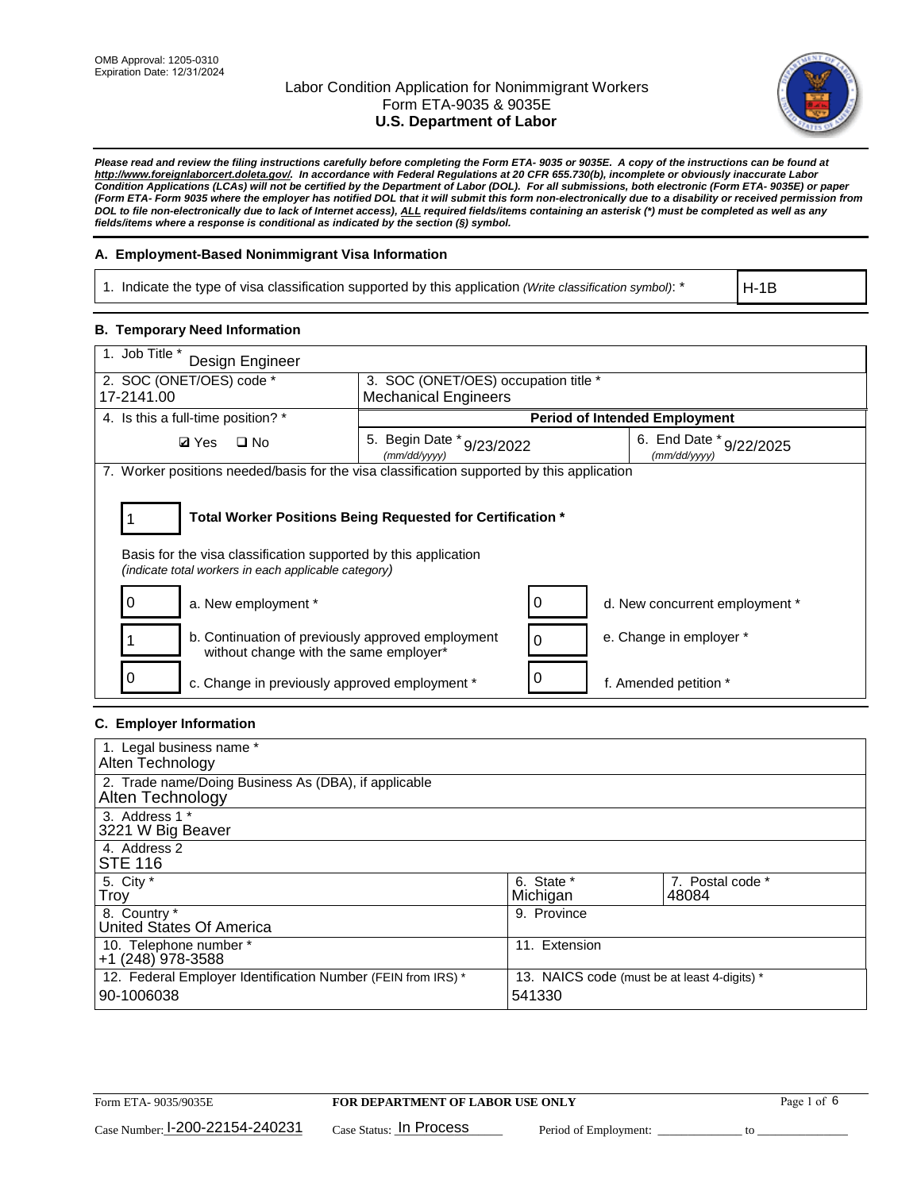OMB Approval: 1205-0310
Expiration Date: 12/31/2024

# Labor Condition Application for Nonimmigrant Workers
## Form ETA-9035 & 9035E
## U.S. Department of Labor

***Please read and review the filing instructions carefully before completing the Form ETA- 9035 or 9035E. A copy of the instructions can be found at http://www.foreignlaborcert.doleta.gov/. In accordance with Federal Regulations at 20 CFR 655.730(b), incomplete or obviously inaccurate Labor Condition Applications (LCAs) will not be certified by the Department of Labor (DOL). For all submissions, both electronic (Form ETA- 9035E) or paper (Form ETA- Form 9035 where the employer has notified DOL that it will submit this form non-electronically due to a disability or received permission from DOL to file non-electronically due to lack of Internet access), ALL required fields/items containing an asterisk (*) must be completed as well as any fields/items where a response is conditional as indicated by the section (§) symbol.***

### A. Employment-Based Nonimmigrant Visa Information

| 1. Indicate the type of visa classification supported by this application *(Write classification symbol)*: * | H-1B |
|---|---|

### B. Temporary Need Information

| 1. Job Title * Design Engineer | | |
|---|---|---|
| 2. SOC (ONET/OES) code * 17-2141.00 | 3. SOC (ONET/OES) occupation title * Mechanical Engineers | |
| 4. Is this a full-time position? * | **Period of Intended Employment** | |
| ☑ Yes ☐ No | 5. Begin Date * *(mm/dd/yyyy)* 9/23/2022 | 6. End Date * *(mm/dd/yyyy)* 9/22/2025 |

7. Worker positions needed/basis for the visa classification supported by this application

**1 — Total Worker Positions Being Requested for Certification ***

Basis for the visa classification supported by this application
*(indicate total workers in each applicable category)*

| Count | Category | Count | Category |
|---|---|---|---|
| 0 | a. New employment * | 0 | d. New concurrent employment * |
| 1 | b. Continuation of previously approved employment without change with the same employer* | 0 | e. Change in employer * |
| 0 | c. Change in previously approved employment * | 0 | f. Amended petition * |

### C. Employer Information

| 1. Legal business name * Alten Technology | | |
|---|---|---|
| 2. Trade name/Doing Business As (DBA), if applicable Alten Technology | | |
| 3. Address 1 * 3221 W Big Beaver | | |
| 4. Address 2 STE 116 | | |
| 5. City * Troy | 6. State * Michigan | 7. Postal code * 48084 |
| 8. Country * United States Of America | 9. Province | |
| 10. Telephone number * +1 (248) 978-3588 | 11. Extension | |
| 12. Federal Employer Identification Number (FEIN from IRS) * 90-1006038 | 13. NAICS code (must be at least 4-digits) * 541330 | |

Form ETA- 9035/9035E — **FOR DEPARTMENT OF LABOR USE ONLY**

Case Number: I-200-22154-240231 Case Status: In Process Period of Employment: \_\_\_\_\_\_\_\_\_\_\_\_ to \_\_\_\_\_\_\_\_\_\_\_\_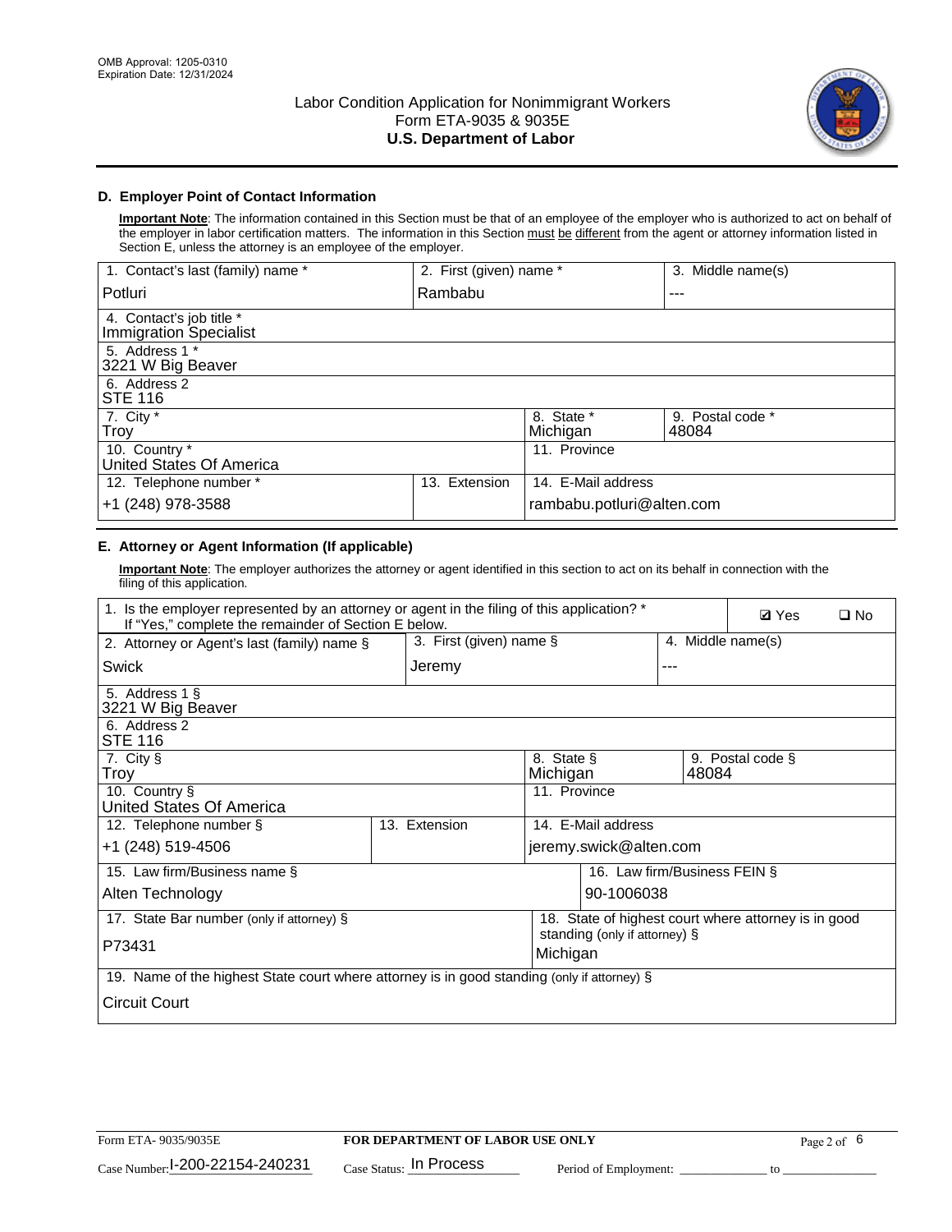OMB Approval: 1205-0310
Expiration Date: 12/31/2024

# Labor Condition Application for Nonimmigrant Workers
## Form ETA-9035 & 9035E
## U.S. Department of Labor

### D. Employer Point of Contact Information

**Important Note**: The information contained in this Section must be that of an employee of the employer who is authorized to act on behalf of the employer in labor certification matters. The information in this Section must be different from the agent or attorney information listed in Section E, unless the attorney is an employee of the employer.

| 1. Contact's last (family) name * | 2. First (given) name * | 3. Middle name(s) |
|---|---|---|
| Potluri | Rambabu | --- |
| 4. Contact's job title * Immigration Specialist | | |
| 5. Address 1 * 3221 W Big Beaver | | |
| 6. Address 2 STE 116 | | |
| 7. City * Troy | 8. State * Michigan | 9. Postal code * 48084 |
| 10. Country * United States Of America | 11. Province | |
| 12. Telephone number * +1 (248) 978-3588 | 13. Extension | 14. E-Mail address rambabu.potluri@alten.com |

### E. Attorney or Agent Information (If applicable)

**Important Note**: The employer authorizes the attorney or agent identified in this section to act on its behalf in connection with the filing of this application.

| 1. Is the employer represented by an attorney or agent in the filing of this application? * If "Yes," complete the remainder of Section E below. | ☑ Yes | ❑ No |
|---|---|---|
| 2. Attorney or Agent's last (family) name § Swick | 3. First (given) name § Jeremy | 4. Middle name(s) --- |
| 5. Address 1 § 3221 W Big Beaver | | |
| 6. Address 2 STE 116 | | |
| 7. City § Troy | 8. State § Michigan | 9. Postal code § 48084 |
| 10. Country § United States Of America | 11. Province | |
| 12. Telephone number § +1 (248) 519-4506 | 13. Extension | 14. E-Mail address jeremy.swick@alten.com |
| 15. Law firm/Business name § Alten Technology | | 16. Law firm/Business FEIN § 90-1006038 |
| 17. State Bar number (only if attorney) § P73431 | | 18. State of highest court where attorney is in good standing (only if attorney) § Michigan |
| 19. Name of the highest State court where attorney is in good standing (only if attorney) § Circuit Court | | |

Form ETA- 9035/9035E | FOR DEPARTMENT OF LABOR USE ONLY

Case Number: I-200-22154-240231 Case Status: In Process Period of Employment: _____________ to _______________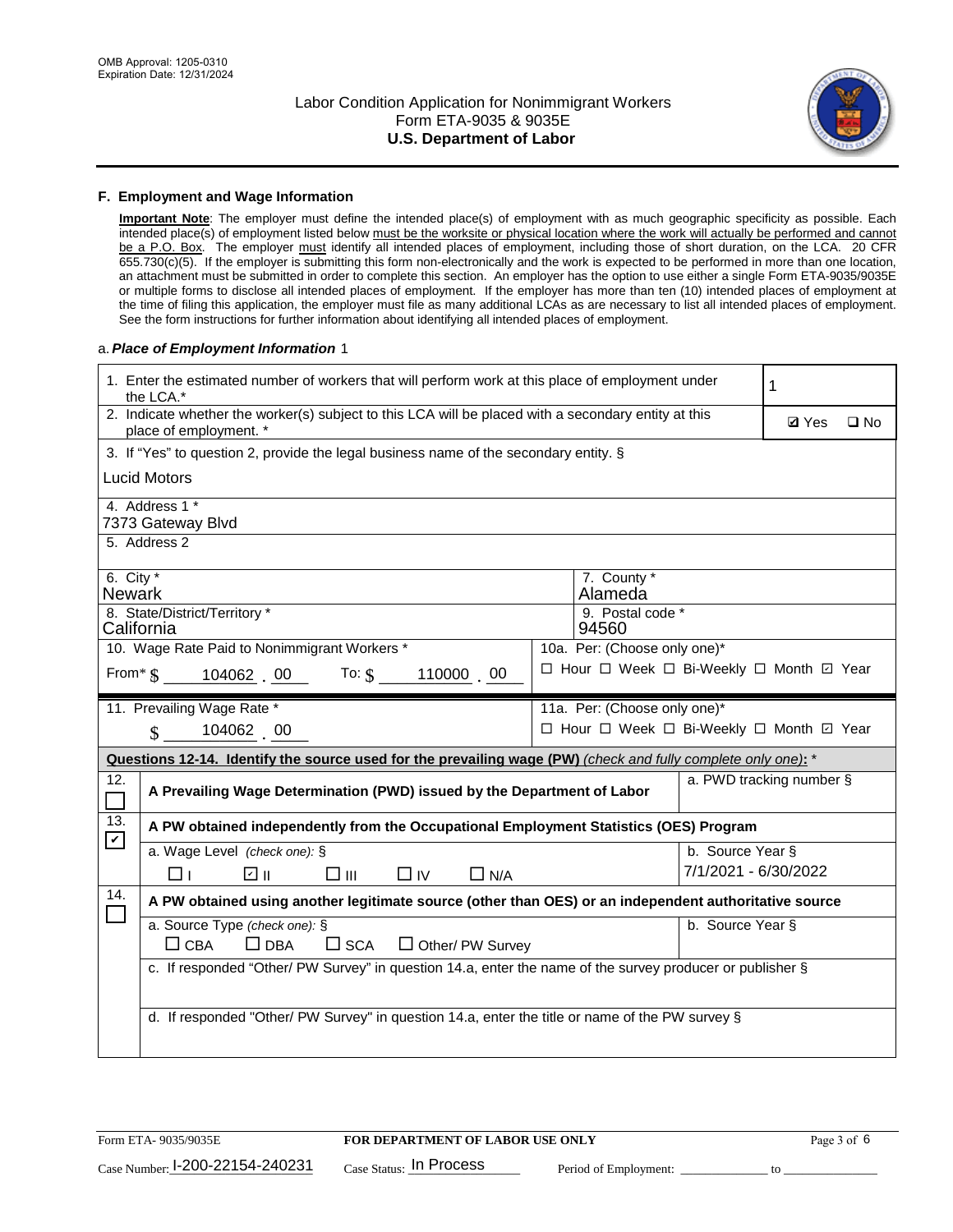OMB Approval: 1205-0310
Expiration Date: 12/31/2024

# Labor Condition Application for Nonimmigrant Workers
## Form ETA-9035 & 9035E
## U.S. Department of Labor

### F. Employment and Wage Information

**Important Note**: The employer must define the intended place(s) of employment with as much geographic specificity as possible. Each intended place(s) of employment listed below must be the worksite or physical location where the work will actually be performed and cannot be a P.O. Box. The employer must identify all intended places of employment, including those of short duration, on the LCA. 20 CFR 655.730(c)(5). If the employer is submitting this form non-electronically and the work is expected to be performed in more than one location, an attachment must be submitted in order to complete this section. An employer has the option to use either a single Form ETA-9035/9035E or multiple forms to disclose all intended places of employment. If the employer has more than ten (10) intended places of employment at the time of filing this application, the employer must file as many additional LCAs as are necessary to list all intended places of employment. See the form instructions for further information about identifying all intended places of employment.

a. ***Place of Employment Information*** 1

| | |
|---|---|
| 1. Enter the estimated number of workers that will perform work at this place of employment under the LCA.* | 1 |
| 2. Indicate whether the worker(s) subject to this LCA will be placed with a secondary entity at this place of employment. * | ☑ Yes ☐ No |
| 3. If "Yes" to question 2, provide the legal business name of the secondary entity. § Lucid Motors | |
| 4. Address 1 * 7373 Gateway Blvd | |
| 5. Address 2 | |
| 6. City * Newark | 7. County * Alameda |
| 8. State/District/Territory * California | 9. Postal code * 94560 |
| 10. Wage Rate Paid to Nonimmigrant Workers * From* $ 104062 . 00 To: $ 110000 . 00 | 10a. Per: (Choose only one)* ☐ Hour ☐ Week ☐ Bi-Weekly ☐ Month ☑ Year |
| 11. Prevailing Wage Rate * $ 104062 . 00 | 11a. Per: (Choose only one)* ☐ Hour ☐ Week ☐ Bi-Weekly ☐ Month ☑ Year |

**Questions 12-14. Identify the source used for the prevailing wage (PW)** *(check and fully complete only one)*: *

| | | |
|---|---|---|
| 12. ☐ | **A Prevailing Wage Determination (PWD) issued by the Department of Labor** | a. PWD tracking number § |
| 13. ☑ | **A PW obtained independently from the Occupational Employment Statistics (OES) Program** | |
| | a. Wage Level *(check one)*: § ☐ I ☑ II ☐ III ☐ IV ☐ N/A | b. Source Year § 7/1/2021 - 6/30/2022 |
| 14. ☐ | **A PW obtained using another legitimate source (other than OES) or an independent authoritative source** | |
| | a. Source Type *(check one)*: § ☐ CBA ☐ DBA ☐ SCA ☐ Other/ PW Survey | b. Source Year § |
| | c. If responded "Other/ PW Survey" in question 14.a, enter the name of the survey producer or publisher § | |
| | d. If responded "Other/ PW Survey" in question 14.a, enter the title or name of the PW survey § | |

Form ETA- 9035/9035E | **FOR DEPARTMENT OF LABOR USE ONLY**

Case Number: I-200-22154-240231 Case Status: In Process Period of Employment: _____________ to _____________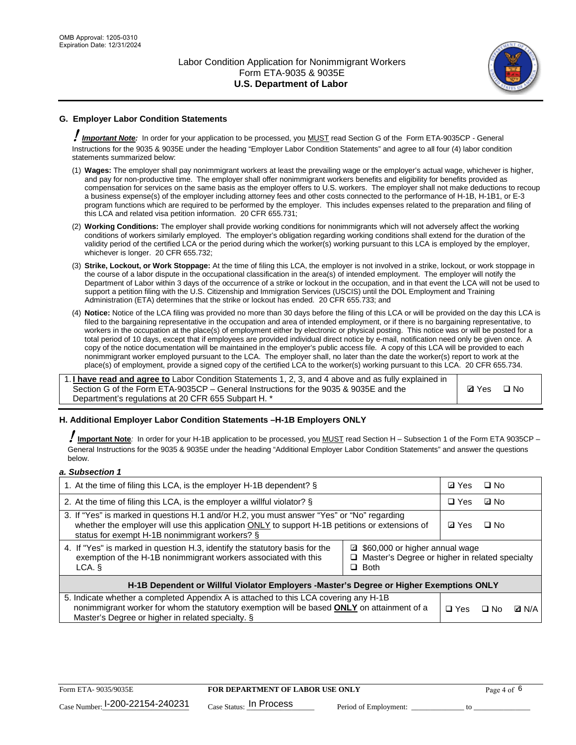## G. Employer Labor Condition Statements

! ***Important Note:*** In order for your application to be processed, you MUST read Section G of the Form ETA-9035CP - General Instructions for the 9035 & 9035E under the heading "Employer Labor Condition Statements" and agree to all four (4) labor condition statements summarized below:

(1) **Wages:** The employer shall pay nonimmigrant workers at least the prevailing wage or the employer's actual wage, whichever is higher, and pay for non-productive time. The employer shall offer nonimmigrant workers benefits and eligibility for benefits provided as compensation for services on the same basis as the employer offers to U.S. workers. The employer shall not make deductions to recoup a business expense(s) of the employer including attorney fees and other costs connected to the performance of H-1B, H-1B1, or E-3 program functions which are required to be performed by the employer. This includes expenses related to the preparation and filing of this LCA and related visa petition information. 20 CFR 655.731;

(2) **Working Conditions:** The employer shall provide working conditions for nonimmigrants which will not adversely affect the working conditions of workers similarly employed. The employer's obligation regarding working conditions shall extend for the duration of the validity period of the certified LCA or the period during which the worker(s) working pursuant to this LCA is employed by the employer, whichever is longer. 20 CFR 655.732;

(3) **Strike, Lockout, or Work Stoppage:** At the time of filing this LCA, the employer is not involved in a strike, lockout, or work stoppage in the course of a labor dispute in the occupational classification in the area(s) of intended employment. The employer will notify the Department of Labor within 3 days of the occurrence of a strike or lockout in the occupation, and in that event the LCA will not be used to support a petition filing with the U.S. Citizenship and Immigration Services (USCIS) until the DOL Employment and Training Administration (ETA) determines that the strike or lockout has ended. 20 CFR 655.733; and

(4) **Notice:** Notice of the LCA filing was provided no more than 30 days before the filing of this LCA or will be provided on the day this LCA is filed to the bargaining representative in the occupation and area of intended employment, or if there is no bargaining representative, to workers in the occupation at the place(s) of employment either by electronic or physical posting. This notice was or will be posted for a total period of 10 days, except that if employees are provided individual direct notice by e-mail, notification need only be given once. A copy of the notice documentation will be maintained in the employer's public access file. A copy of this LCA will be provided to each nonimmigrant worker employed pursuant to the LCA. The employer shall, no later than the date the worker(s) report to work at the place(s) of employment, provide a signed copy of the certified LCA to the worker(s) working pursuant to this LCA. 20 CFR 655.734.

| | |
|---|---|
| 1. **I have read and agree to** Labor Condition Statements 1, 2, 3, and 4 above and as fully explained in Section G of the Form ETA-9035CP – General Instructions for the 9035 & 9035E and the Department's regulations at 20 CFR 655 Subpart H. * | ☑ Yes ☐ No |

## H. Additional Employer Labor Condition Statements –H-1B Employers ONLY

! **Important Note**: In order for your H-1B application to be processed, you MUST read Section H – Subsection 1 of the Form ETA 9035CP – General Instructions for the 9035 & 9035E under the heading "Additional Employer Labor Condition Statements" and answer the questions below.

***a. Subsection 1***

| | |
|---|---|
| 1. At the time of filing this LCA, is the employer H-1B dependent? § | ☑ Yes ☐ No |
| 2. At the time of filing this LCA, is the employer a willful violator? § | ☐ Yes ☑ No |
| 3. If "Yes" is marked in questions H.1 and/or H.2, you must answer "Yes" or "No" regarding whether the employer will use this application ONLY to support H-1B petitions or extensions of status for exempt H-1B nonimmigrant workers? § | ☑ Yes ☐ No |
| 4. If "Yes" is marked in question H.3, identify the statutory basis for the exemption of the H-1B nonimmigrant workers associated with this LCA. § | ☑ $60,000 or higher annual wage<br>☐ Master's Degree or higher in related specialty<br>☐ Both |
| **H-1B Dependent or Willful Violator Employers -Master's Degree or Higher Exemptions ONLY** | |
| 5. Indicate whether a completed Appendix A is attached to this LCA covering any H-1B nonimmigrant worker for whom the statutory exemption will be based **ONLY** on attainment of a Master's Degree or higher in related specialty. § | ☐ Yes ☐ No ☑ N/A |

Form ETA- 9035/9035E | FOR DEPARTMENT OF LABOR USE ONLY

Case Number: I-200-22154-240231 Case Status: In Process Period of Employment: ____________ to ____________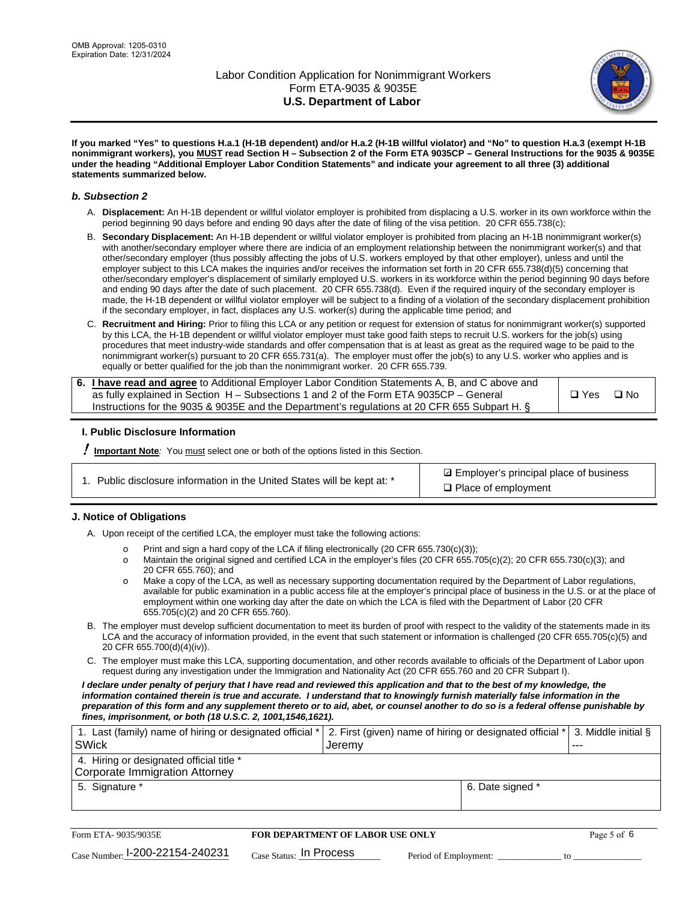If you marked "Yes" to questions H.a.1 (H-1B dependent) and/or H.a.2 (H-1B willful violator) and "No" to question H.a.3 (exempt H-1B nonimmigrant workers), you MUST read Section H – Subsection 2 of the Form ETA 9035CP – General Instructions for the 9035 & 9035E under the heading "Additional Employer Labor Condition Statements" and indicate your agreement to all three (3) additional statements summarized below.

### b. Subsection 2

A. **Displacement:** An H-1B dependent or willful violator employer is prohibited from displacing a U.S. worker in its own workforce within the period beginning 90 days before and ending 90 days after the date of filing of the visa petition. 20 CFR 655.738(c);

B. **Secondary Displacement:** An H-1B dependent or willful violator employer is prohibited from placing an H-1B nonimmigrant worker(s) with another/secondary employer where there are indicia of an employment relationship between the nonimmigrant worker(s) and that other/secondary employer (thus possibly affecting the jobs of U.S. workers employed by that other employer), unless and until the employer subject to this LCA makes the inquiries and/or receives the information set forth in 20 CFR 655.738(d)(5) concerning that other/secondary employer's displacement of similarly employed U.S. workers in its workforce within the period beginning 90 days before and ending 90 days after the date of such placement. 20 CFR 655.738(d). Even if the required inquiry of the secondary employer is made, the H-1B dependent or willful violator employer will be subject to a finding of a violation of the secondary displacement prohibition if the secondary employer, in fact, displaces any U.S. worker(s) during the applicable time period; and

C. **Recruitment and Hiring:** Prior to filing this LCA or any petition or request for extension of status for nonimmigrant worker(s) supported by this LCA, the H-1B dependent or willful violator employer must take good faith steps to recruit U.S. workers for the job(s) using procedures that meet industry-wide standards and offer compensation that is at least as great as the required wage to be paid to the nonimmigrant worker(s) pursuant to 20 CFR 655.731(a). The employer must offer the job(s) to any U.S. worker who applies and is equally or better qualified for the job than the nonimmigrant worker. 20 CFR 655.739.

| 6. **I have read and agree** to Additional Employer Labor Condition Statements A, B, and C above and as fully explained in Section H – Subsections 1 and 2 of the Form ETA 9035CP – General Instructions for the 9035 & 9035E and the Department's regulations at 20 CFR 655 Subpart H. § | ❑ Yes ❑ No |
|---|---|

## I. Public Disclosure Information

**! Important Note**: You must select one or both of the options listed in this Section.

| 1. Public disclosure information in the United States will be kept at: * | ☑ Employer's principal place of business<br>❑ Place of employment |
|---|---|

## J. Notice of Obligations

A. Upon receipt of the certified LCA, the employer must take the following actions:

- Print and sign a hard copy of the LCA if filing electronically (20 CFR 655.730(c)(3));
- Maintain the original signed and certified LCA in the employer's files (20 CFR 655.705(c)(2); 20 CFR 655.730(c)(3); and 20 CFR 655.760); and
- Make a copy of the LCA, as well as necessary supporting documentation required by the Department of Labor regulations, available for public examination in a public access file at the employer's principal place of business in the U.S. or at the place of employment within one working day after the date on which the LCA is filed with the Department of Labor (20 CFR 655.705(c)(2) and 20 CFR 655.760).

B. The employer must develop sufficient documentation to meet its burden of proof with respect to the validity of the statements made in its LCA and the accuracy of information provided, in the event that such statement or information is challenged (20 CFR 655.705(c)(5) and 20 CFR 655.700(d)(4)(iv)).

C. The employer must make this LCA, supporting documentation, and other records available to officials of the Department of Labor upon request during any investigation under the Immigration and Nationality Act (20 CFR 655.760 and 20 CFR Subpart I).

*I declare under penalty of perjury that I have read and reviewed this application and that to the best of my knowledge, the information contained therein is true and accurate. I understand that to knowingly furnish materially false information in the preparation of this form and any supplement thereto or to aid, abet, or counsel another to do so is a federal offense punishable by fines, imprisonment, or both (18 U.S.C. 2, 1001,1546,1621).*

| 1. Last (family) name of hiring or designated official *<br>SWick | 2. First (given) name of hiring or designated official *<br>Jeremy | 3. Middle initial §<br>--- |
|---|---|---|
| 4. Hiring or designated official title *<br>Corporate Immigration Attorney | | |
| 5. Signature * | 6. Date signed * | |

| Form ETA- 9035/9035E | FOR DEPARTMENT OF LABOR USE ONLY | |
|---|---|---|
| Case Number: I-200-22154-240231 | Case Status: In Process | Period of Employment: _____________ to _____________ |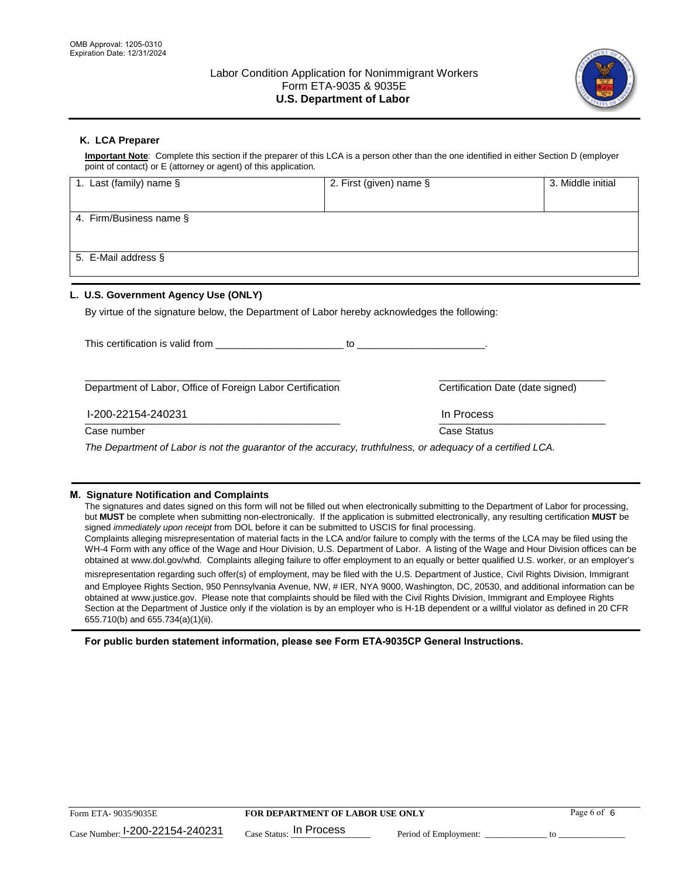OMB Approval: 1205-0310
Expiration Date: 12/31/2024

# Labor Condition Application for Nonimmigrant Workers
# Form ETA-9035 & 9035E
# U.S. Department of Labor

## K. LCA Preparer

**Important Note**: Complete this section if the preparer of this LCA is a person other than the one identified in either Section D (employer point of contact) or E (attorney or agent) of this application.

| | | |
|---|---|---|
| 1. Last (family) name § | 2. First (given) name § | 3. Middle initial |
| 4. Firm/Business name § | | |
| 5. E-Mail address § | | |

## L. U.S. Government Agency Use (ONLY)

By virtue of the signature below, the Department of Labor hereby acknowledges the following:

This certification is valid from _______________________ to _______________________.

_______________________________________________ Department of Labor, Office of Foreign Labor Certification

_______________________________ Certification Date (date signed)

I-200-22154-240231
Case number

In Process
Case Status

*The Department of Labor is not the guarantor of the accuracy, truthfulness, or adequacy of a certified LCA.*

## M. Signature Notification and Complaints

The signatures and dates signed on this form will not be filled out when electronically submitting to the Department of Labor for processing, but **MUST** be complete when submitting non-electronically. If the application is submitted electronically, any resulting certification **MUST** be signed *immediately upon receipt* from DOL before it can be submitted to USCIS for final processing.

Complaints alleging misrepresentation of material facts in the LCA and/or failure to comply with the terms of the LCA may be filed using the WH-4 Form with any office of the Wage and Hour Division, U.S. Department of Labor. A listing of the Wage and Hour Division offices can be obtained at www.dol.gov/whd. Complaints alleging failure to offer employment to an equally or better qualified U.S. worker, or an employer's misrepresentation regarding such offer(s) of employment, may be filed with the U.S. Department of Justice, Civil Rights Division, Immigrant and Employee Rights Section, 950 Pennsylvania Avenue, NW, # IER, NYA 9000, Washington, DC, 20530, and additional information can be obtained at www.justice.gov. Please note that complaints should be filed with the Civil Rights Division, Immigrant and Employee Rights Section at the Department of Justice only if the violation is by an employer who is H-1B dependent or a willful violator as defined in 20 CFR 655.710(b) and 655.734(a)(1)(ii).

**For public burden statement information, please see Form ETA-9035CP General Instructions.**

Form ETA- 9035/9035E — **FOR DEPARTMENT OF LABOR USE ONLY**

Case Number: I-200-22154-240231 Case Status: In Process Period of Employment: _____________ to _______________